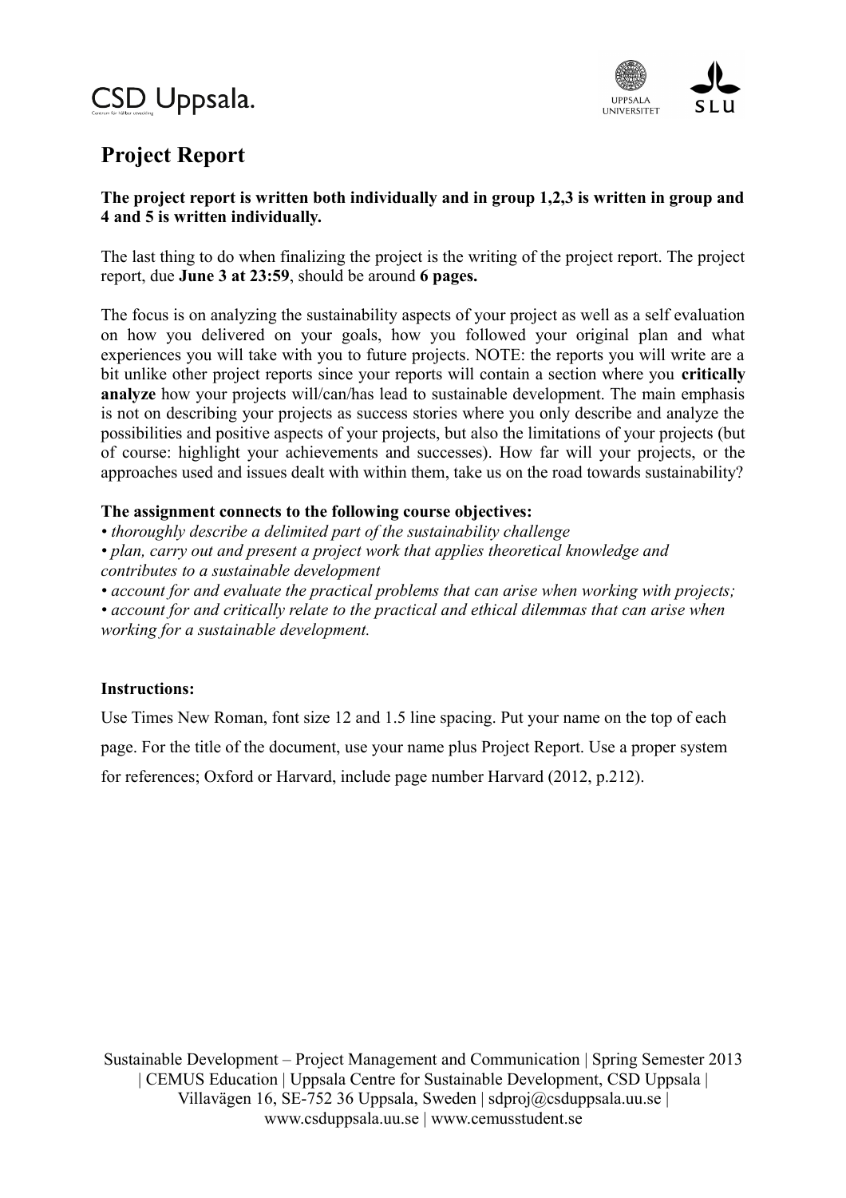# Project Report

**The project report is written both individually and in group 1,2,3 is written in group and 4 and 5 is written individually.**

The last thing to do when finalizing the project is the writing of the project report. The project report, due **June 3 at 23:59**, should be around **6 pages.**

The focus is on analyzing the sustainability aspects of your project as well as a self evaluation on how you delivered on your goals, how you followed your original plan and what experiences you will take with you to future projects. NOTE: the reports you will write are a bit unlike other project reports since your reports will contain a section where you **critically analyze** how your projects will/can/has lead to sustainable development. The main emphasis is not on describing your projects as success stories where you only describe and analyze the possibilities and positive aspects of your projects, but also the limitations of your projects (but of course: highlight your achievements and successes). How far will your projects, or the approaches used and issues dealt with within them, take us on the road towards sustainability?

**The assignment connects to the following course objectives:**

- *thoroughly describe a delimited part of the sustainability challenge*
- *plan, carry out and present a project work that applies theoretical knowledge and contributes to a sustainable development*
- *account for and evaluate the practical problems that can arise when working with projects;*
- *account for and critically relate to the practical and ethical dilemmas that can arise when working for a sustainable development.*

**Instructions:**

Use Times New Roman, font size 12 and 1.5 line spacing. Put your name on the top of each page. For the title of the document, use your name plus Project Report. Use a proper system for references; Oxford or Harvard, include page number Harvard (2012, p.212).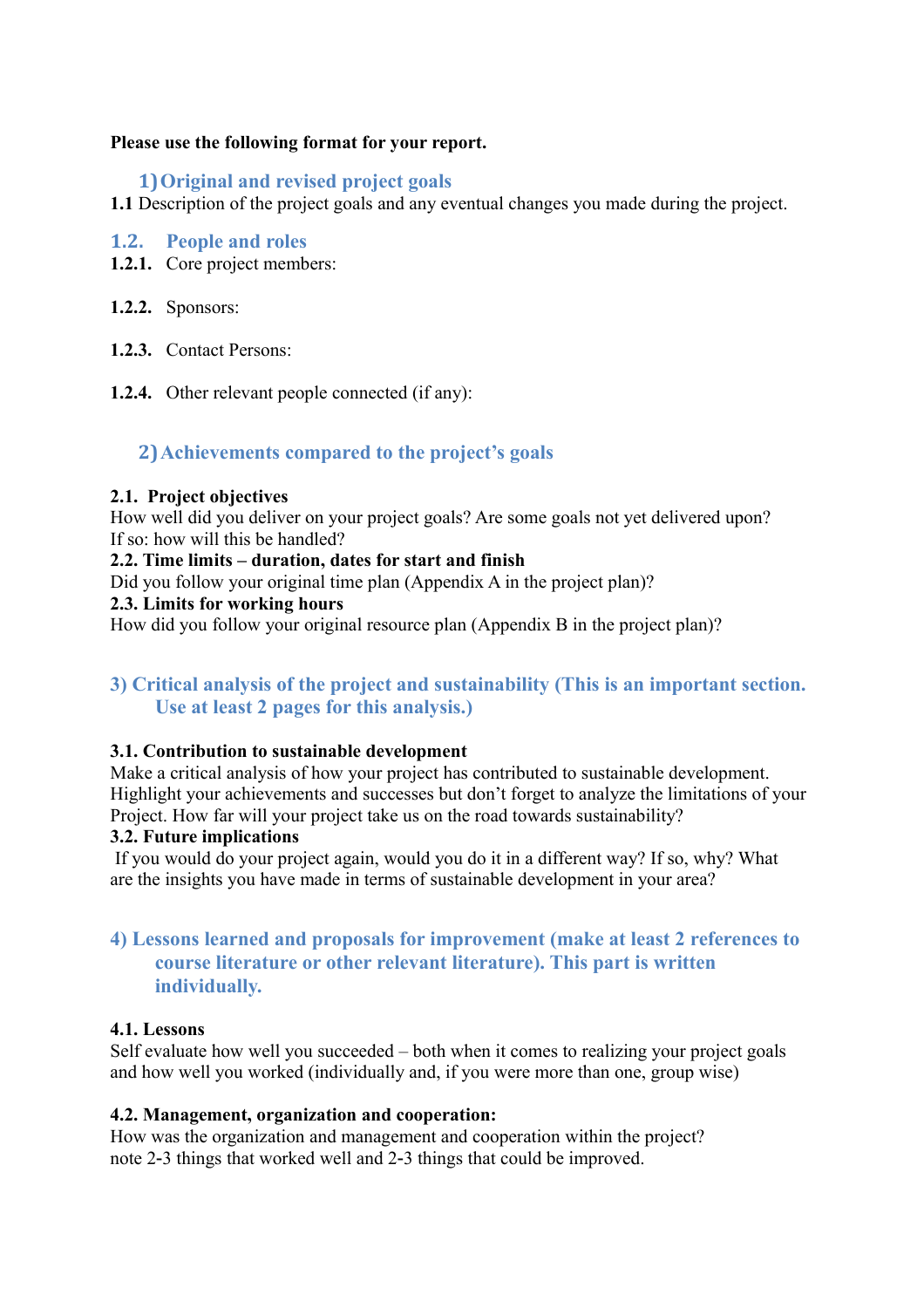**Please use the following format for your report.**

## 1) Original and revised project goals

**1.1** Description of the project goals and any eventual changes you made during the project.

### 1.2. People and roles

**1.2.1.** Core project members:

**1.2.2.** Sponsors:

**1.2.3.** Contact Persons:

**1.2.4.** Other relevant people connected (if any):

## 2) Achievements compared to the project's goals

**2.1. Project objectives**

How well did you deliver on your project goals? Are some goals not yet delivered upon? If so: how will this be handled?

**2.2. Time limits – duration, dates for start and finish**

Did you follow your original time plan (Appendix A in the project plan)?

**2.3. Limits for working hours**

How did you follow your original resource plan (Appendix B in the project plan)?

## 3) Critical analysis of the project and sustainability (This is an important section. Use at least 2 pages for this analysis.)

**3.1. Contribution to sustainable development**

Make a critical analysis of how your project has contributed to sustainable development. Highlight your achievements and successes but don't forget to analyze the limitations of your Project. How far will your project take us on the road towards sustainability?

**3.2. Future implications**

If you would do your project again, would you do it in a different way? If so, why? What are the insights you have made in terms of sustainable development in your area?

## 4) Lessons learned and proposals for improvement (make at least 2 references to course literature or other relevant literature). This part is written individually.

**4.1. Lessons**

Self evaluate how well you succeeded – both when it comes to realizing your project goals and how well you worked (individually and, if you were more than one, group wise)

**4.2. Management, organization and cooperation:**

How was the organization and management and cooperation within the project?
note 2-3 things that worked well and 2-3 things that could be improved.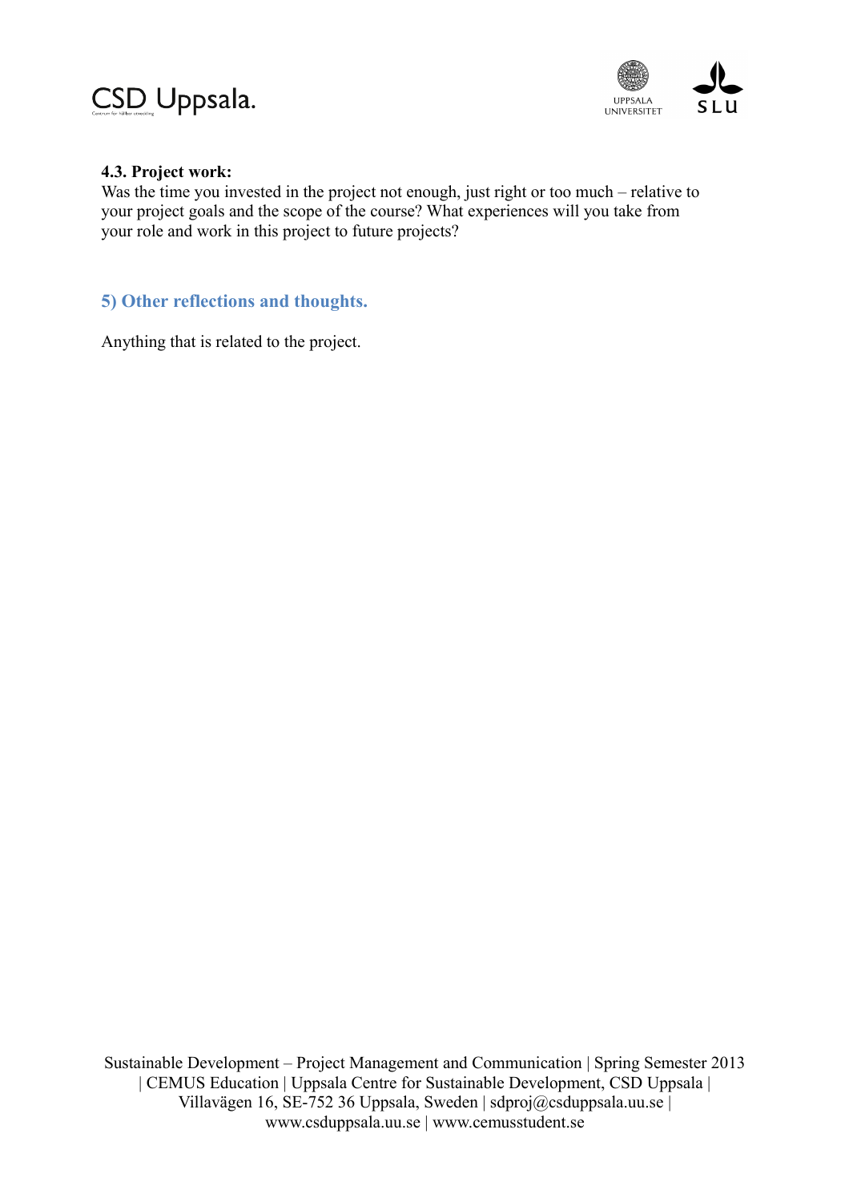**4.3. Project work:**

Was the time you invested in the project not enough, just right or too much – relative to your project goals and the scope of the course? What experiences will you take from your role and work in this project to future projects?

## 5) Other reflections and thoughts.

Anything that is related to the project.